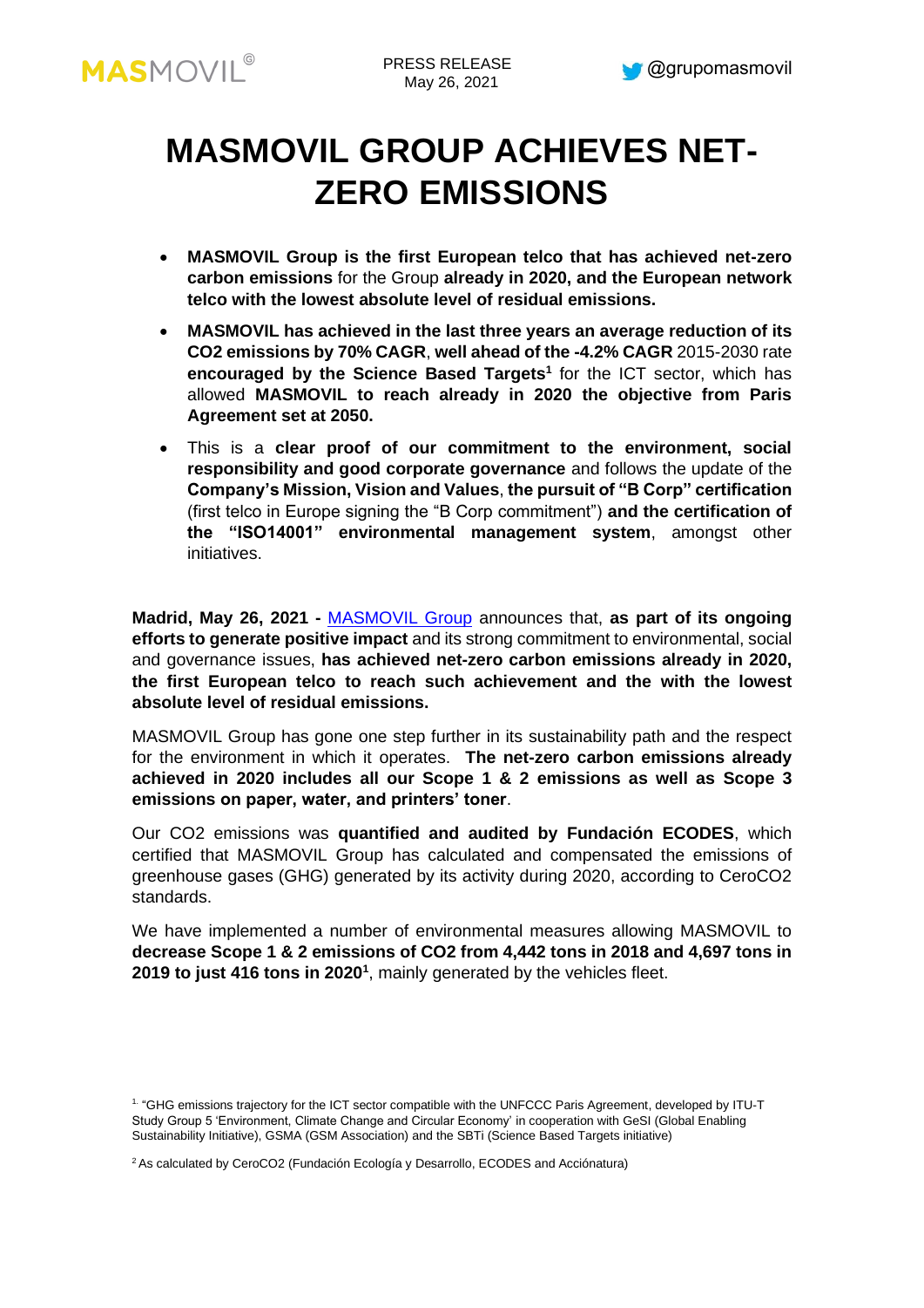PRESS RELEASE
May 26, 2021

# MASMOVIL GROUP ACHIEVES NET-ZERO EMISSIONS

- **MASMOVIL Group is the first European telco that has achieved net-zero carbon emissions** for the Group **already in 2020, and the European network telco with the lowest absolute level of residual emissions.**
- **MASMOVIL has achieved in the last three years an average reduction of its CO2 emissions by 70% CAGR**, **well ahead of the -4.2% CAGR** 2015-2030 rate **encouraged by the Science Based Targets**[1] for the ICT sector, which has allowed **MASMOVIL to reach already in 2020 the objective from Paris Agreement set at 2050.**
- This is a **clear proof of our commitment to the environment, social responsibility and good corporate governance** and follows the update of the **Company's Mission, Vision and Values**, **the pursuit of "B Corp" certification** (first telco in Europe signing the "B Corp commitment") **and the certification of the "ISO14001" environmental management system**, amongst other initiatives.

**Madrid, May 26, 2021 -** MASMOVIL Group announces that, **as part of its ongoing efforts to generate positive impact** and its strong commitment to environmental, social and governance issues, **has achieved net-zero carbon emissions already in 2020, the first European telco to reach such achievement and the with the lowest absolute level of residual emissions.**

MASMOVIL Group has gone one step further in its sustainability path and the respect for the environment in which it operates. **The net-zero carbon emissions already achieved in 2020 includes all our Scope 1 & 2 emissions as well as Scope 3 emissions on paper, water, and printers' toner**.

Our CO2 emissions was **quantified and audited by Fundación ECODES**, which certified that MASMOVIL Group has calculated and compensated the emissions of greenhouse gases (GHG) generated by its activity during 2020, according to CeroCO2 standards.

We have implemented a number of environmental measures allowing MASMOVIL to **decrease Scope 1 & 2 emissions of CO2 from 4,442 tons in 2018 and 4,697 tons in 2019 to just 416 tons in 2020**[1], mainly generated by the vehicles fleet.

[1] "GHG emissions trajectory for the ICT sector compatible with the UNFCCC Paris Agreement, developed by ITU-T Study Group 5 'Environment, Climate Change and Circular Economy' in cooperation with GeSI (Global Enabling Sustainability Initiative), GSMA (GSM Association) and the SBTi (Science Based Targets initiative)

[2] As calculated by CeroCO2 (Fundación Ecología y Desarrollo, ECODES and Acciónatura)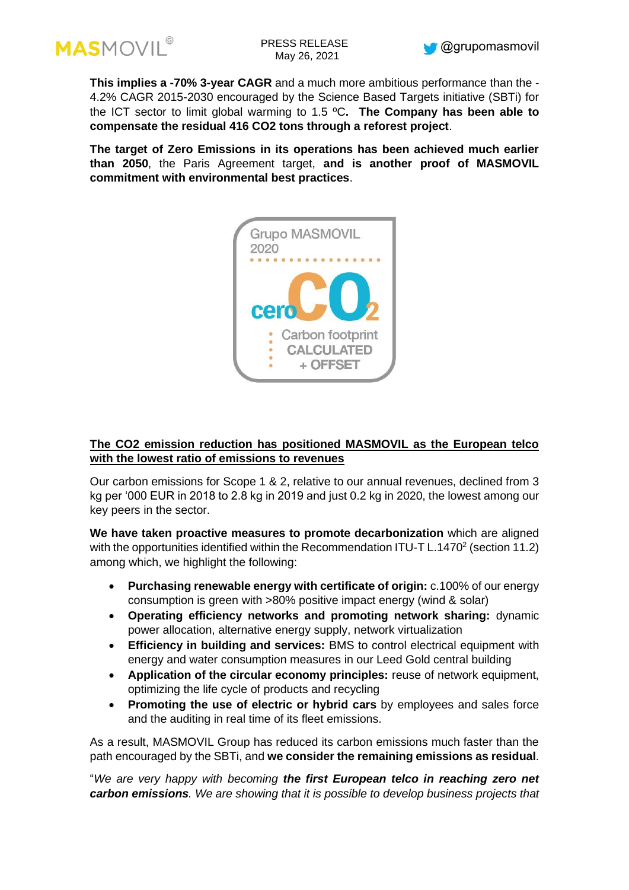**This implies a -70% 3-year CAGR** and a much more ambitious performance than the -4.2% CAGR 2015-2030 encouraged by the Science Based Targets initiative (SBTi) for the ICT sector to limit global warming to 1.5 ºC**. The Company has been able to compensate the residual 416 CO2 tons through a reforest project**.

**The target of Zero Emissions in its operations has been achieved much earlier than 2050**, the Paris Agreement target, **and is another proof of MASMOVIL commitment with environmental best practices**.

**<u>The CO2 emission reduction has positioned MASMOVIL as the European telco with the lowest ratio of emissions to revenues</u>**

Our carbon emissions for Scope 1 & 2, relative to our annual revenues, declined from 3 kg per '000 EUR in 2018 to 2.8 kg in 2019 and just 0.2 kg in 2020, the lowest among our key peers in the sector.

**We have taken proactive measures to promote decarbonization** which are aligned with the opportunities identified within the Recommendation ITU-T L.1470[2] (section 11.2) among which, we highlight the following:

- **Purchasing renewable energy with certificate of origin:** c.100% of our energy consumption is green with >80% positive impact energy (wind & solar)
- **Operating efficiency networks and promoting network sharing:** dynamic power allocation, alternative energy supply, network virtualization
- **Efficiency in building and services:** BMS to control electrical equipment with energy and water consumption measures in our Leed Gold central building
- **Application of the circular economy principles:** reuse of network equipment, optimizing the life cycle of products and recycling
- **Promoting the use of electric or hybrid cars** by employees and sales force and the auditing in real time of its fleet emissions.

As a result, MASMOVIL Group has reduced its carbon emissions much faster than the path encouraged by the SBTi, and **we consider the remaining emissions as residual**.

"*We are very happy with becoming **the first European telco in reaching zero net carbon emissions**. We are showing that it is possible to develop business projects that*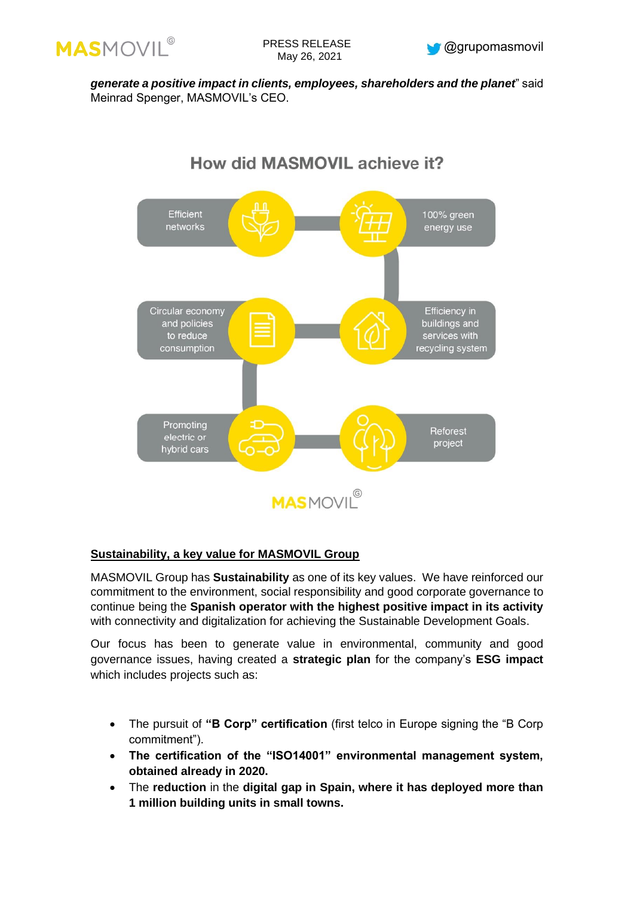***generate a positive impact in clients, employees, shareholders and the planet***" said Meinrad Spenger, MASMOVIL's CEO.

## How did MASMOVIL achieve it?

- Efficient networks
- 100% green energy use
- Efficiency in buildings and services with recycling system
- Circular economy and policies to reduce consumption
- Promoting electric or hybrid cars
- Reforest project

**<u>Sustainability, a key value for MASMOVIL Group</u>**

MASMOVIL Group has **Sustainability** as one of its key values. We have reinforced our commitment to the environment, social responsibility and good corporate governance to continue being the **Spanish operator with the highest positive impact in its activity** with connectivity and digitalization for achieving the Sustainable Development Goals.

Our focus has been to generate value in environmental, community and good governance issues, having created a **strategic plan** for the company's **ESG impact** which includes projects such as:

- The pursuit of **"B Corp" certification** (first telco in Europe signing the "B Corp commitment").
- **The certification of the "ISO14001" environmental management system, obtained already in 2020.**
- The **reduction** in the **digital gap in Spain, where it has deployed more than 1 million building units in small towns.**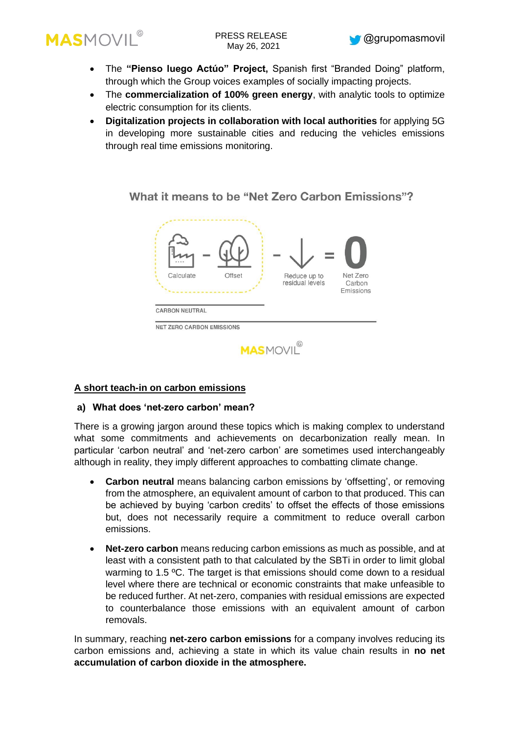- The **"Pienso luego Actúo" Project,** Spanish first "Branded Doing" platform, through which the Group voices examples of socially impacting projects.
- The **commercialization of 100% green energy**, with analytic tools to optimize electric consumption for its clients.
- **Digitalization projects in collaboration with local authorities** for applying 5G in developing more sustainable cities and reducing the vehicles emissions through real time emissions monitoring.

**What it means to be "Net Zero Carbon Emissions"?**

Calculate – Offset – Reduce up to residual levels = 0 Net Zero Carbon Emissions

CARBON NEUTRAL

NET ZERO CARBON EMISSIONS

## A short teach-in on carbon emissions

### a) What does 'net-zero carbon' mean?

There is a growing jargon around these topics which is making complex to understand what some commitments and achievements on decarbonization really mean. In particular 'carbon neutral' and 'net-zero carbon' are sometimes used interchangeably although in reality, they imply different approaches to combatting climate change.

- **Carbon neutral** means balancing carbon emissions by 'offsetting', or removing from the atmosphere, an equivalent amount of carbon to that produced. This can be achieved by buying 'carbon credits' to offset the effects of those emissions but, does not necessarily require a commitment to reduce overall carbon emissions.

- **Net-zero carbon** means reducing carbon emissions as much as possible, and at least with a consistent path to that calculated by the SBTi in order to limit global warming to 1.5 ºC. The target is that emissions should come down to a residual level where there are technical or economic constraints that make unfeasible to be reduced further. At net-zero, companies with residual emissions are expected to counterbalance those emissions with an equivalent amount of carbon removals.

In summary, reaching **net-zero carbon emissions** for a company involves reducing its carbon emissions and, achieving a state in which its value chain results in **no net accumulation of carbon dioxide in the atmosphere.**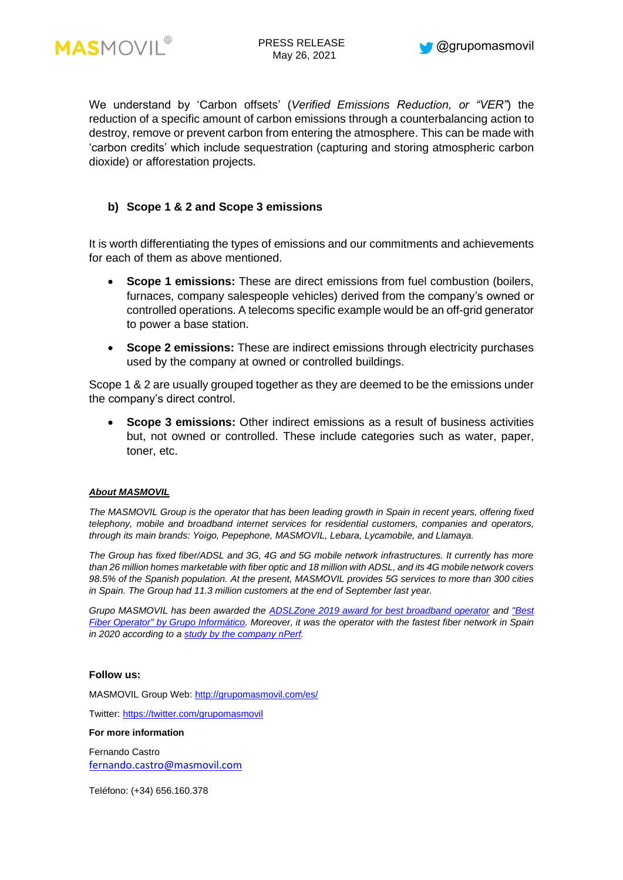We understand by 'Carbon offsets' (*Verified Emissions Reduction, or "VER"*) the reduction of a specific amount of carbon emissions through a counterbalancing action to destroy, remove or prevent carbon from entering the atmosphere. This can be made with 'carbon credits' which include sequestration (capturing and storing atmospheric carbon dioxide) or afforestation projects.

### b) Scope 1 & 2 and Scope 3 emissions

It is worth differentiating the types of emissions and our commitments and achievements for each of them as above mentioned.

- **Scope 1 emissions:** These are direct emissions from fuel combustion (boilers, furnaces, company salespeople vehicles) derived from the company's owned or controlled operations. A telecoms specific example would be an off-grid generator to power a base station.

- **Scope 2 emissions:** These are indirect emissions through electricity purchases used by the company at owned or controlled buildings.

Scope 1 & 2 are usually grouped together as they are deemed to be the emissions under the company's direct control.

- **Scope 3 emissions:** Other indirect emissions as a result of business activities but, not owned or controlled. These include categories such as water, paper, toner, etc.

***About MASMOVIL***

*The MASMOVIL Group is the operator that has been leading growth in Spain in recent years, offering fixed telephony, mobile and broadband internet services for residential customers, companies and operators, through its main brands: Yoigo, Pepephone, MASMOVIL, Lebara, Lycamobile, and Llamaya.*

*The Group has fixed fiber/ADSL and 3G, 4G and 5G mobile network infrastructures. It currently has more than 26 million homes marketable with fiber optic and 18 million with ADSL, and its 4G mobile network covers 98.5% of the Spanish population. At the present, MASMOVIL provides 5G services to more than 300 cities in Spain. The Group had 11.3 million customers at the end of September last year.*

*Grupo MASMOVIL has been awarded the ADSLZone 2019 award for best broadband operator and "Best Fiber Operator" by Grupo Informático. Moreover, it was the operator with the fastest fiber network in Spain in 2020 according to a study by the company nPerf.*

**Follow us:**

MASMOVIL Group Web: http://grupomasmovil.com/es/

Twitter: https://twitter.com/grupomasmovil

**For more information**

Fernando Castro
fernando.castro@masmovil.com

Teléfono: (+34) 656.160.378